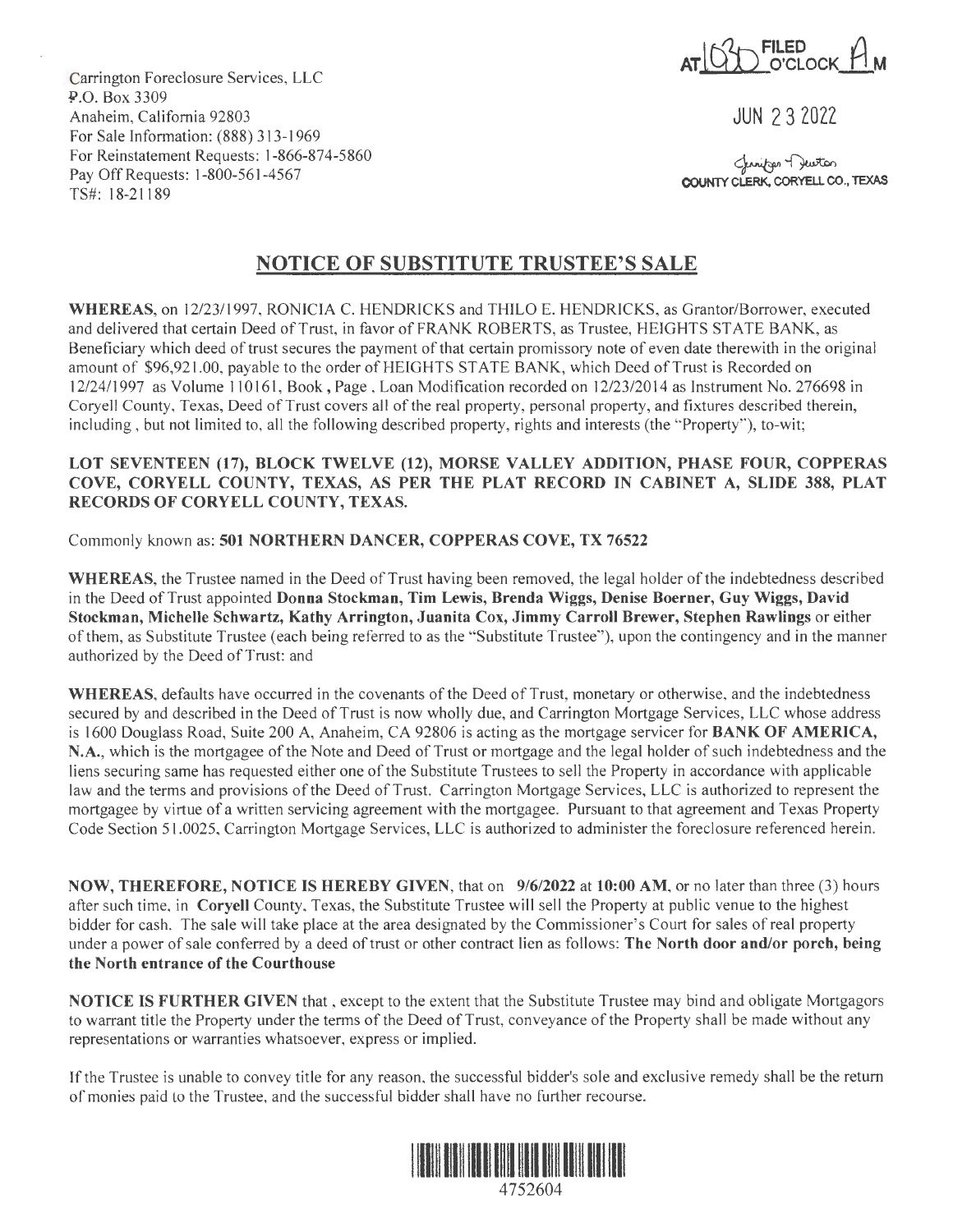Carrington Foreclosure Services, LLC
P.O. Box 3309
Anaheim, California 92803
For Sale Information: (888) 313-1969
For Reinstatement Requests: 1-866-874-5860
Pay Off Requests: 1-800-561-4567
TS#: 18-21189

FILED AT 10:30 O'CLOCK A M

JUN 23 2022

Jennifer Newton
COUNTY CLERK, CORYELL CO., TEXAS

# NOTICE OF SUBSTITUTE TRUSTEE'S SALE

**WHEREAS**, on 12/23/1997, RONICIA C. HENDRICKS and THILO E. HENDRICKS, as Grantor/Borrower, executed and delivered that certain Deed of Trust, in favor of FRANK ROBERTS, as Trustee, HEIGHTS STATE BANK, as Beneficiary which deed of trust secures the payment of that certain promissory note of even date therewith in the original amount of $96,921.00, payable to the order of HEIGHTS STATE BANK, which Deed of Trust is Recorded on 12/24/1997 as Volume 110161, Book , Page . Loan Modification recorded on 12/23/2014 as Instrument No. 276698 in Coryell County, Texas, Deed of Trust covers all of the real property, personal property, and fixtures described therein, including , but not limited to, all the following described property, rights and interests (the "Property"), to-wit;

**LOT SEVENTEEN (17), BLOCK TWELVE (12), MORSE VALLEY ADDITION, PHASE FOUR, COPPERAS COVE, CORYELL COUNTY, TEXAS, AS PER THE PLAT RECORD IN CABINET A, SLIDE 388, PLAT RECORDS OF CORYELL COUNTY, TEXAS.**

Commonly known as: **501 NORTHERN DANCER, COPPERAS COVE, TX 76522**

**WHEREAS**, the Trustee named in the Deed of Trust having been removed, the legal holder of the indebtedness described in the Deed of Trust appointed **Donna Stockman, Tim Lewis, Brenda Wiggs, Denise Boerner, Guy Wiggs, David Stockman, Michelle Schwartz, Kathy Arrington, Juanita Cox, Jimmy Carroll Brewer, Stephen Rawlings** or either of them, as Substitute Trustee (each being referred to as the "Substitute Trustee"), upon the contingency and in the manner authorized by the Deed of Trust: and

**WHEREAS**, defaults have occurred in the covenants of the Deed of Trust, monetary or otherwise, and the indebtedness secured by and described in the Deed of Trust is now wholly due, and Carrington Mortgage Services, LLC whose address is 1600 Douglass Road, Suite 200 A, Anaheim, CA 92806 is acting as the mortgage servicer for **BANK OF AMERICA, N.A.**, which is the mortgagee of the Note and Deed of Trust or mortgage and the legal holder of such indebtedness and the liens securing same has requested either one of the Substitute Trustees to sell the Property in accordance with applicable law and the terms and provisions of the Deed of Trust. Carrington Mortgage Services, LLC is authorized to represent the mortgagee by virtue of a written servicing agreement with the mortgagee. Pursuant to that agreement and Texas Property Code Section 51.0025, Carrington Mortgage Services, LLC is authorized to administer the foreclosure referenced herein.

**NOW, THEREFORE, NOTICE IS HEREBY GIVEN**, that on **9/6/2022** at **10:00 AM**, or no later than three (3) hours after such time, in **Coryell** County, Texas, the Substitute Trustee will sell the Property at public venue to the highest bidder for cash. The sale will take place at the area designated by the Commissioner's Court for sales of real property under a power of sale conferred by a deed of trust or other contract lien as follows: **The North door and/or porch, being the North entrance of the Courthouse**

**NOTICE IS FURTHER GIVEN** that , except to the extent that the Substitute Trustee may bind and obligate Mortgagors to warrant title the Property under the terms of the Deed of Trust, conveyance of the Property shall be made without any representations or warranties whatsoever, express or implied.

If the Trustee is unable to convey title for any reason, the successful bidder's sole and exclusive remedy shall be the return of monies paid to the Trustee, and the successful bidder shall have no further recourse.

4752604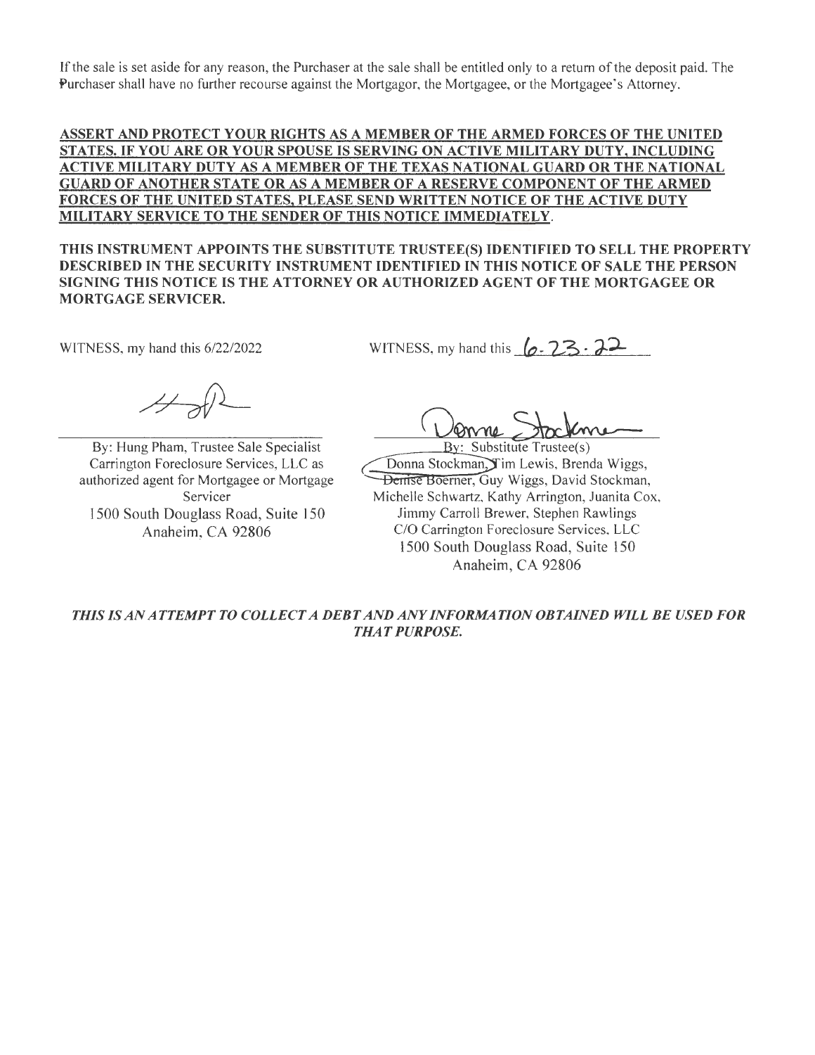If the sale is set aside for any reason, the Purchaser at the sale shall be entitled only to a return of the deposit paid. The Purchaser shall have no further recourse against the Mortgagor, the Mortgagee, or the Mortgagee's Attorney.

**ASSERT AND PROTECT YOUR RIGHTS AS A MEMBER OF THE ARMED FORCES OF THE UNITED STATES. IF YOU ARE OR YOUR SPOUSE IS SERVING ON ACTIVE MILITARY DUTY, INCLUDING ACTIVE MILITARY DUTY AS A MEMBER OF THE TEXAS NATIONAL GUARD OR THE NATIONAL GUARD OF ANOTHER STATE OR AS A MEMBER OF A RESERVE COMPONENT OF THE ARMED FORCES OF THE UNITED STATES, PLEASE SEND WRITTEN NOTICE OF THE ACTIVE DUTY MILITARY SERVICE TO THE SENDER OF THIS NOTICE IMMEDIATELY.**

**THIS INSTRUMENT APPOINTS THE SUBSTITUTE TRUSTEE(S) IDENTIFIED TO SELL THE PROPERTY DESCRIBED IN THE SECURITY INSTRUMENT IDENTIFIED IN THIS NOTICE OF SALE THE PERSON SIGNING THIS NOTICE IS THE ATTORNEY OR AUTHORIZED AGENT OF THE MORTGAGEE OR MORTGAGE SERVICER.**

WITNESS, my hand this 6/22/2022

By: Hung Pham, Trustee Sale Specialist
Carrington Foreclosure Services, LLC as authorized agent for Mortgagee or Mortgage Servicer
1500 South Douglass Road, Suite 150
Anaheim, CA 92806

WITNESS, my hand this 6-23-22

By: Substitute Trustee(s)
Donna Stockman, Tim Lewis, Brenda Wiggs, Denise Boerner, Guy Wiggs, David Stockman, Michelle Schwartz, Kathy Arrington, Juanita Cox, Jimmy Carroll Brewer, Stephen Rawlings
C/O Carrington Foreclosure Services, LLC
1500 South Douglass Road, Suite 150
Anaheim, CA 92806

***THIS IS AN ATTEMPT TO COLLECT A DEBT AND ANY INFORMATION OBTAINED WILL BE USED FOR THAT PURPOSE.***